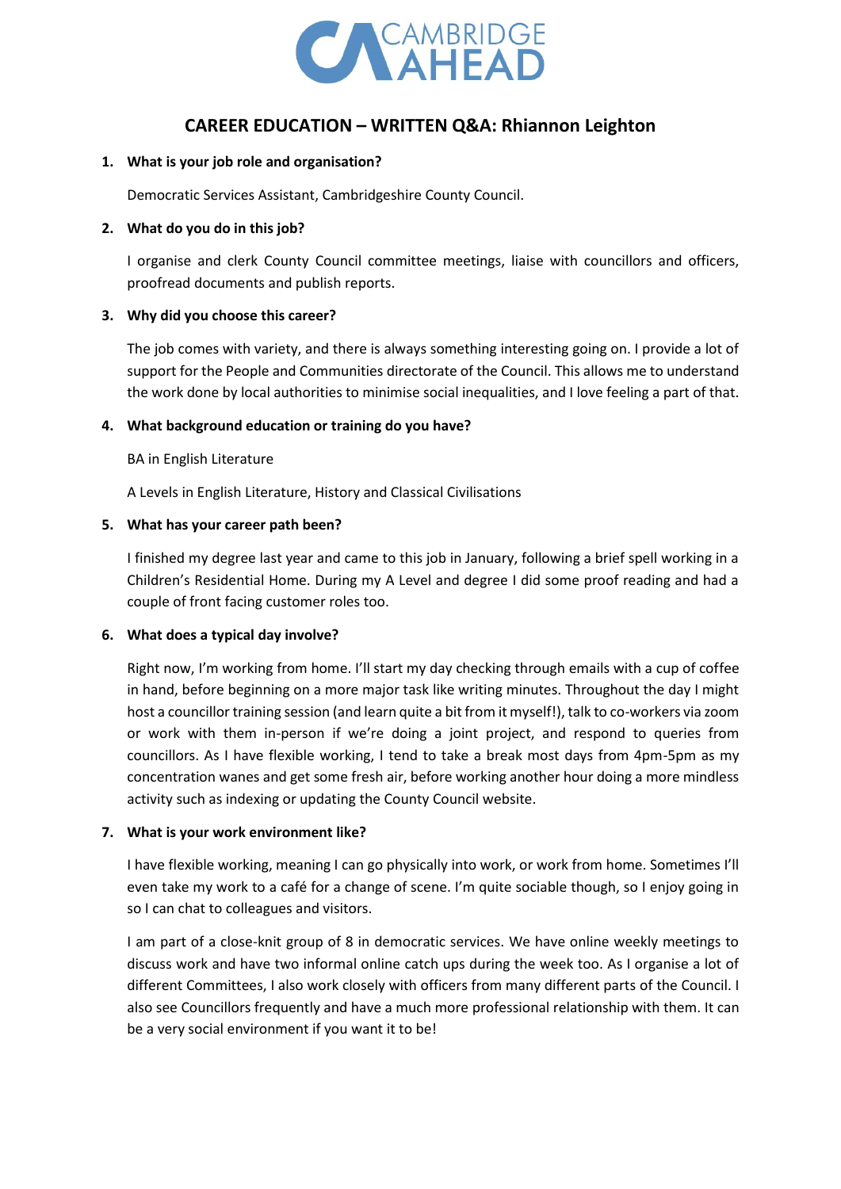CAMBRIDGE AHEAD

## CAREER EDUCATION – WRITTEN Q&A: Rhiannon Leighton

1. **What is your job role and organisation?**

   Democratic Services Assistant, Cambridgeshire County Council.

2. **What do you do in this job?**

   I organise and clerk County Council committee meetings, liaise with councillors and officers, proofread documents and publish reports.

3. **Why did you choose this career?**

   The job comes with variety, and there is always something interesting going on. I provide a lot of support for the People and Communities directorate of the Council. This allows me to understand the work done by local authorities to minimise social inequalities, and I love feeling a part of that.

4. **What background education or training do you have?**

   BA in English Literature

   A Levels in English Literature, History and Classical Civilisations

5. **What has your career path been?**

   I finished my degree last year and came to this job in January, following a brief spell working in a Children's Residential Home. During my A Level and degree I did some proof reading and had a couple of front facing customer roles too.

6. **What does a typical day involve?**

   Right now, I'm working from home. I'll start my day checking through emails with a cup of coffee in hand, before beginning on a more major task like writing minutes. Throughout the day I might host a councillor training session (and learn quite a bit from it myself!), talk to co-workers via zoom or work with them in-person if we're doing a joint project, and respond to queries from councillors. As I have flexible working, I tend to take a break most days from 4pm-5pm as my concentration wanes and get some fresh air, before working another hour doing a more mindless activity such as indexing or updating the County Council website.

7. **What is your work environment like?**

   I have flexible working, meaning I can go physically into work, or work from home. Sometimes I'll even take my work to a café for a change of scene. I'm quite sociable though, so I enjoy going in so I can chat to colleagues and visitors.

   I am part of a close-knit group of 8 in democratic services. We have online weekly meetings to discuss work and have two informal online catch ups during the week too. As I organise a lot of different Committees, I also work closely with officers from many different parts of the Council. I also see Councillors frequently and have a much more professional relationship with them. It can be a very social environment if you want it to be!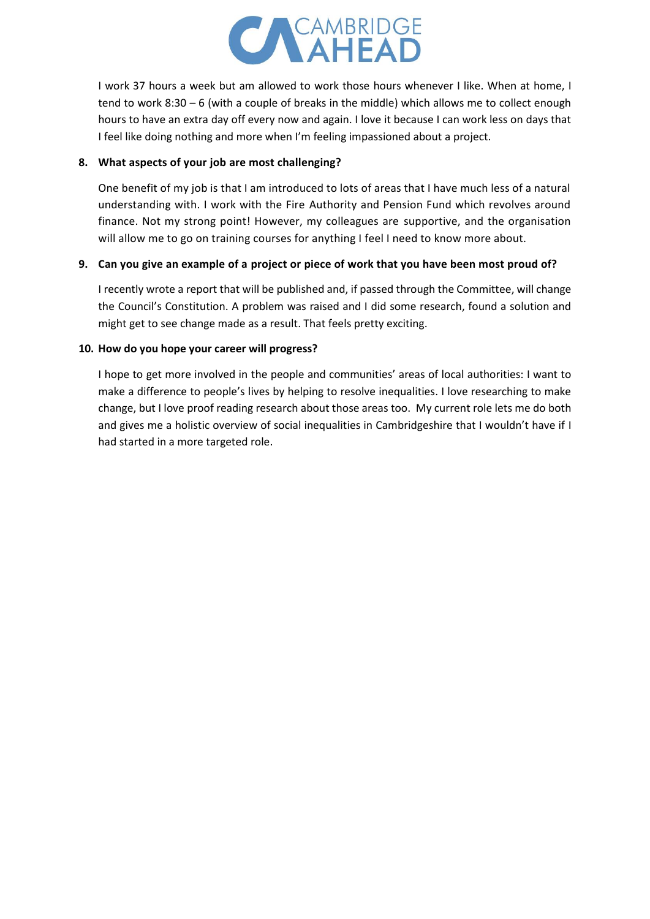I work 37 hours a week but am allowed to work those hours whenever I like. When at home, I tend to work 8:30 – 6 (with a couple of breaks in the middle) which allows me to collect enough hours to have an extra day off every now and again. I love it because I can work less on days that I feel like doing nothing and more when I'm feeling impassioned about a project.

**8. What aspects of your job are most challenging?**

One benefit of my job is that I am introduced to lots of areas that I have much less of a natural understanding with. I work with the Fire Authority and Pension Fund which revolves around finance. Not my strong point! However, my colleagues are supportive, and the organisation will allow me to go on training courses for anything I feel I need to know more about.

**9. Can you give an example of a project or piece of work that you have been most proud of?**

I recently wrote a report that will be published and, if passed through the Committee, will change the Council's Constitution. A problem was raised and I did some research, found a solution and might get to see change made as a result. That feels pretty exciting.

**10. How do you hope your career will progress?**

I hope to get more involved in the people and communities' areas of local authorities: I want to make a difference to people's lives by helping to resolve inequalities. I love researching to make change, but I love proof reading research about those areas too. My current role lets me do both and gives me a holistic overview of social inequalities in Cambridgeshire that I wouldn't have if I had started in a more targeted role.